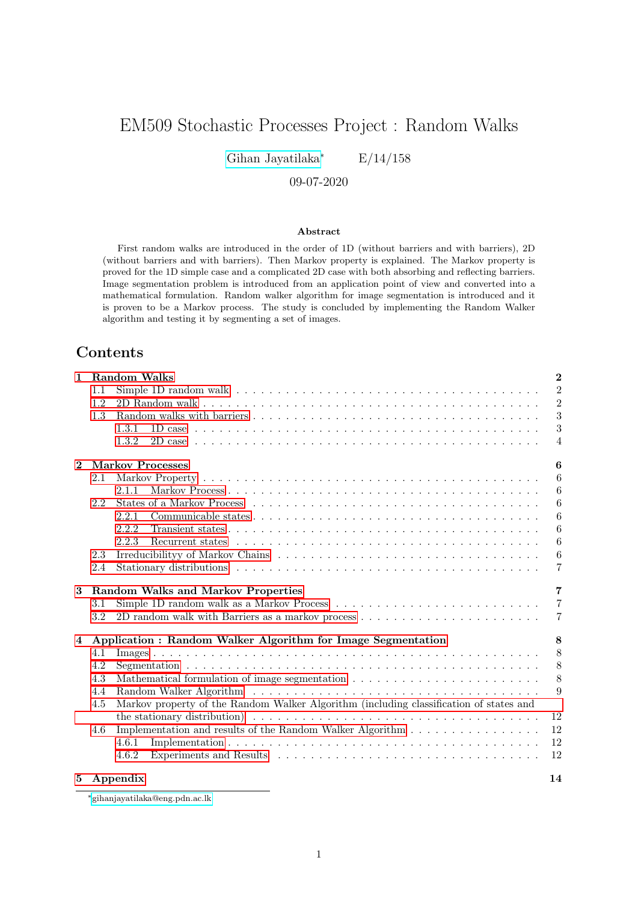# EM509 Stochastic Processes Project : Random Walks

Gihan Jayatilaka* E/14/158

09-07-2020

**Abstract**

First random walks are introduced in the order of 1D (without barriers and with barriers), 2D (without barriers and with barriers). Then Markov property is explained. The Markov property is proved for the 1D simple case and a complicated 2D case with both absorbing and reflecting barriers. Image segmentation problem is introduced from an application point of view and converted into a mathematical formulation. Random walker algorithm for image segmentation is introduced and it is proven to be a Markov process. The study is concluded by implementing the Random Walker algorithm and testing it by segmenting a set of images.

## Contents

- **1 Random Walks** — 2
  - 1.1 Simple 1D random walk — 2
  - 1.2 2D Random walk — 2
  - 1.3 Random walks with barriers — 3
    - 1.3.1 1D case — 3
    - 1.3.2 2D case — 4
- **2 Markov Processes** — 6
  - 2.1 Markov Property — 6
    - 2.1.1 Markov Process — 6
  - 2.2 States of a Markov Process — 6
    - 2.2.1 Communicable states — 6
    - 2.2.2 Transient states — 6
    - 2.2.3 Recurrent states — 6
  - 2.3 Irreducibilityy of Markov Chains — 6
  - 2.4 Stationary distributions — 7
- **3 Random Walks and Markov Properties** — 7
  - 3.1 Simple 1D random walk as a Markov Process — 7
  - 3.2 2D random walk with Barriers as a markov process — 7
- **4 Application : Random Walker Algorithm for Image Segmentation** — 8
  - 4.1 Images — 8
  - 4.2 Segmentation — 8
  - 4.3 Mathematical formulation of image segmentation — 8
  - 4.4 Random Walker Algorithm — 9
  - 4.5 Markov property of the Random Walker Algorithm (including classification of states and the stationary distribution) — 12
  - 4.6 Implementation and results of the Random Walker Algorithm — 12
    - 4.6.1 Implementation — 12
    - 4.6.2 Experiments and Results — 12
- **5 Appendix** — 14

*gihanjayatilaka@eng.pdn.ac.lk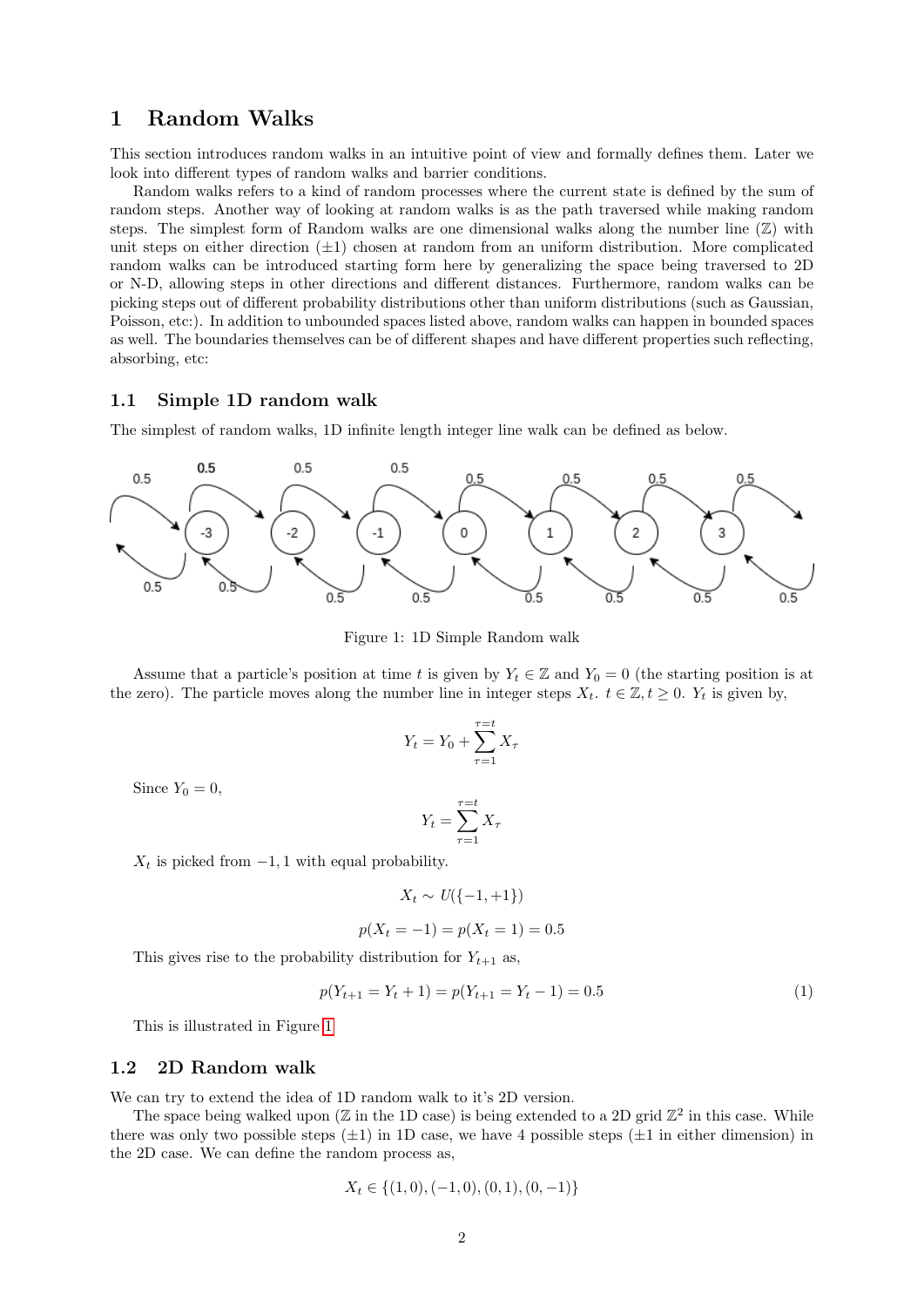# 1 Random Walks

This section introduces random walks in an intuitive point of view and formally defines them. Later we look into different types of random walks and barrier conditions.

Random walks refers to a kind of random processes where the current state is defined by the sum of random steps. Another way of looking at random walks is as the path traversed while making random steps. The simplest form of Random walks are one dimensional walks along the number line ($\mathbb{Z}$) with unit steps on either direction ($\pm 1$) chosen at random from an uniform distribution. More complicated random walks can be introduced starting form here by generalizing the space being traversed to 2D or N-D, allowing steps in other directions and different distances. Furthermore, random walks can be picking steps out of different probability distributions other than uniform distributions (such as Gaussian, Poisson, etc:). In addition to unbounded spaces listed above, random walks can happen in bounded spaces as well. The boundaries themselves can be of different shapes and have different properties such reflecting, absorbing, etc:

## 1.1 Simple 1D random walk

The simplest of random walks, 1D infinite length integer line walk can be defined as below.

Figure 1: 1D Simple Random walk

Assume that a particle's position at time $t$ is given by $Y_t \in \mathbb{Z}$ and $Y_0 = 0$ (the starting position is at the zero). The particle moves along the number line in integer steps $X_t$. $t \in \mathbb{Z}, t \geq 0$. $Y_t$ is given by,

$$Y_t = Y_0 + \sum_{\tau=1}^{\tau=t} X_\tau$$

Since $Y_0 = 0$,

$$Y_t = \sum_{\tau=1}^{\tau=t} X_\tau$$

$X_t$ is picked from $-1, 1$ with equal probability.

$$X_t \sim U(\{-1, +1\})$$

$$p(X_t = -1) = p(X_t = 1) = 0.5$$

This gives rise to the probability distribution for $Y_{t+1}$ as,

$$p(Y_{t+1} = Y_t + 1) = p(Y_{t+1} = Y_t - 1) = 0.5 \tag{1}$$

This is illustrated in Figure 1

## 1.2 2D Random walk

We can try to extend the idea of 1D random walk to it's 2D version.

The space being walked upon ($\mathbb{Z}$ in the 1D case) is being extended to a 2D grid $\mathbb{Z}^2$ in this case. While there was only two possible steps ($\pm 1$) in 1D case, we have 4 possible steps ($\pm 1$ in either dimension) in the 2D case. We can define the random process as,

$$X_t \in \{(1, 0), (-1, 0), (0, 1), (0, -1)\}$$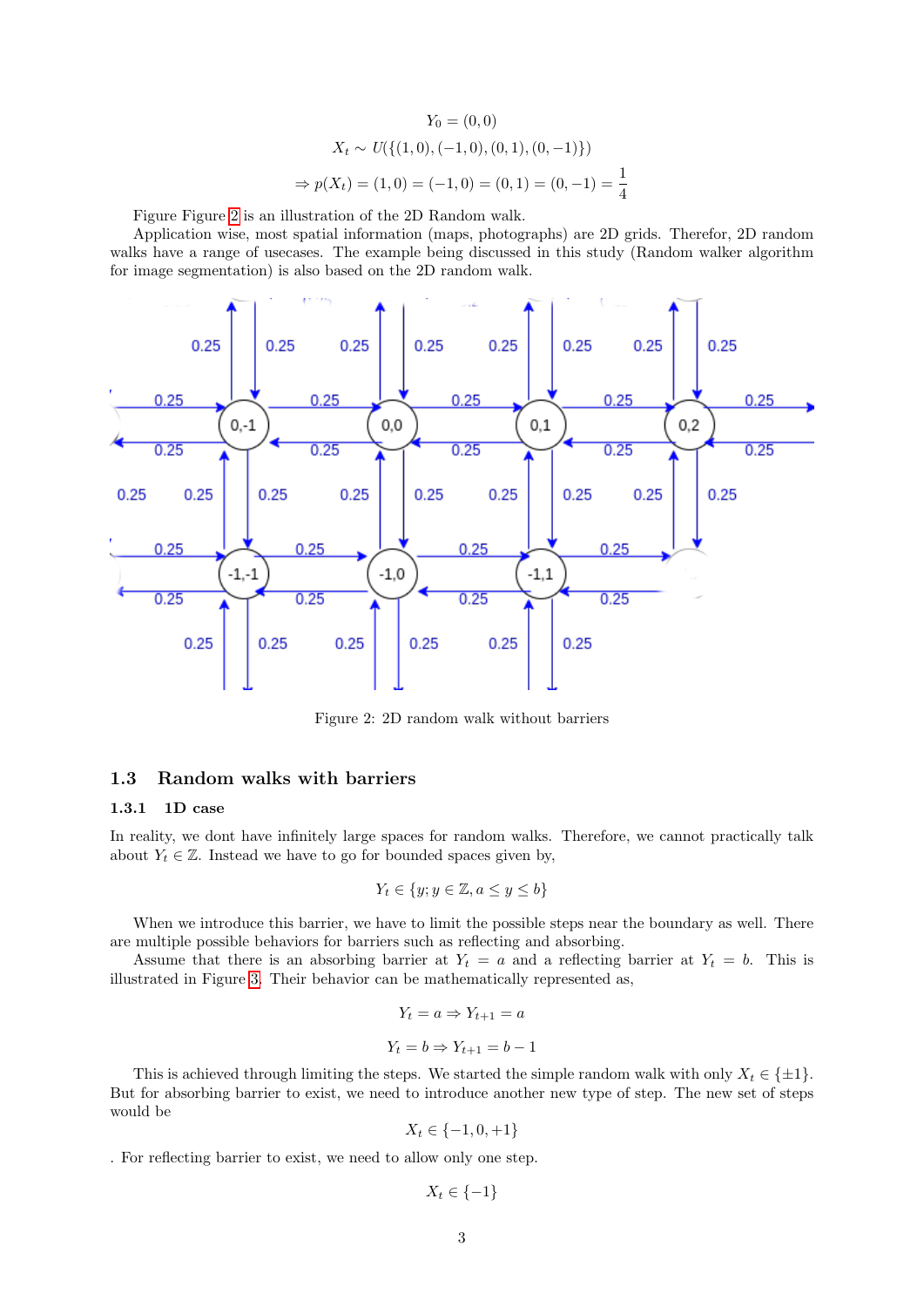$$Y_0 = (0,0)$$

$$X_t \sim U(\{(1,0),(-1,0),(0,1),(0,-1)\})$$

$$\Rightarrow p(X_t) = (1,0) = (-1,0) = (0,1) = (0,-1) = \frac{1}{4}$$

Figure Figure 2 is an illustration of the 2D Random walk.

Application wise, most spatial information (maps, photographs) are 2D grids. Therefor, 2D random walks have a range of usecases. The example being discussed in this study (Random walker algorithm for image segmentation) is also based on the 2D random walk.

Figure 2: 2D random walk without barriers

## 1.3 Random walks with barriers

### 1.3.1 1D case

In reality, we dont have infinitely large spaces for random walks. Therefore, we cannot practically talk about $Y_t \in \mathbb{Z}$. Instead we have to go for bounded spaces given by,

$$Y_t \in \{y; y \in \mathbb{Z}, a \leq y \leq b\}$$

When we introduce this barrier, we have to limit the possible steps near the boundary as well. There are multiple possible behaviors for barriers such as reflecting and absorbing.

Assume that there is an absorbing barrier at $Y_t = a$ and a reflecting barrier at $Y_t = b$. This is illustrated in Figure 3. Their behavior can be mathematically represented as,

$$Y_t = a \Rightarrow Y_{t+1} = a$$

$$Y_t = b \Rightarrow Y_{t+1} = b - 1$$

This is achieved through limiting the steps. We started the simple random walk with only $X_t \in \{\pm 1\}$. But for absorbing barrier to exist, we need to introduce another new type of step. The new set of steps would be

$$X_t \in \{-1, 0, +1\}$$

. For reflecting barrier to exist, we need to allow only one step.

$$X_t \in \{-1\}$$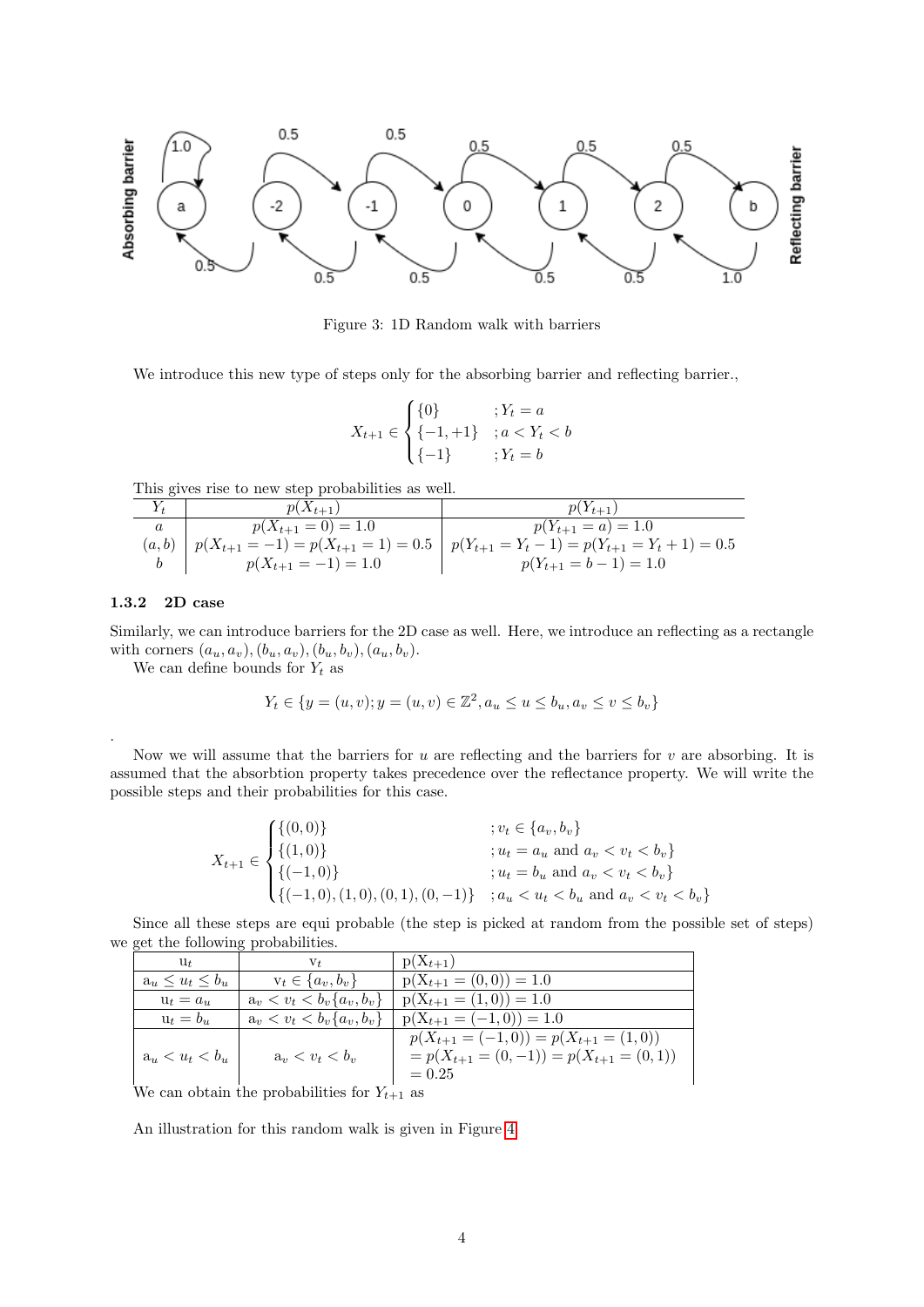Figure 3: 1D Random walk with barriers

We introduce this new type of steps only for the absorbing barrier and reflecting barrier.,

$$X_{t+1} \in \begin{cases} \{0\} & ; Y_t = a \\ \{-1, +1\} & ; a < Y_t < b \\ \{-1\} & ; Y_t = b \end{cases}$$

This gives rise to new step probabilities as well.

| $Y_t$ | $p(X_{t+1})$ | $p(Y_{t+1})$ |
|---|---|---|
| $a$ | $p(X_{t+1} = 0) = 1.0$ | $p(Y_{t+1} = a) = 1.0$ |
| $(a, b)$ | $p(X_{t+1} = -1) = p(X_{t+1} = 1) = 0.5$ | $p(Y_{t+1} = Y_t - 1) = p(Y_{t+1} = Y_t + 1) = 0.5$ |
| $b$ | $p(X_{t+1} = -1) = 1.0$ | $p(Y_{t+1} = b - 1) = 1.0$ |

#### 1.3.2 2D case

Similarly, we can introduce barriers for the 2D case as well. Here, we introduce an reflecting as a rectangle with corners $(a_u, a_v), (b_u, a_v), (b_u, b_v), (a_u, b_v)$.

We can define bounds for $Y_t$ as

$$Y_t \in \{y = (u, v); y = (u, v) \in \mathbb{Z}^2, a_u \leq u \leq b_u, a_v \leq v \leq b_v\}$$

.

Now we will assume that the barriers for $u$ are reflecting and the barriers for $v$ are absorbing. It is assumed that the absorbtion property takes precedence over the reflectance property. We will write the possible steps and their probabilities for this case.

$$X_{t+1} \in \begin{cases} \{(0, 0)\} & ; v_t \in \{a_v, b_v\} \\ \{(1, 0)\} & ; u_t = a_u \text{ and } a_v < v_t < b_v\} \\ \{(-1, 0)\} & ; u_t = b_u \text{ and } a_v < v_t < b_v\} \\ \{(-1, 0), (1, 0), (0, 1), (0, -1)\} & ; a_u < u_t < b_u \text{ and } a_v < v_t < b_v\} \end{cases}$$

Since all these steps are equi probable (the step is picked at random from the possible set of steps) we get the following probabilities.

| $u_t$ | $v_t$ | $p(X_{t+1})$ |
|---|---|---|
| $a_u \leq u_t \leq b_u$ | $v_t \in \{a_v, b_v\}$ | $p(X_{t+1} = (0, 0)) = 1.0$ |
| $u_t = a_u$ | $a_v < v_t < b_v\{a_v, b_v\}$ | $p(X_{t+1} = (1, 0)) = 1.0$ |
| $u_t = b_u$ | $a_v < v_t < b_v\{a_v, b_v\}$ | $p(X_{t+1} = (-1, 0)) = 1.0$ |
| $a_u < u_t < b_u$ | $a_v < v_t < b_v$ | $p(X_{t+1} = (-1, 0)) = p(X_{t+1} = (1, 0))$ $= p(X_{t+1} = (0, -1)) = p(X_{t+1} = (0, 1))$ $= 0.25$ |

We can obtain the probabilities for $Y_{t+1}$ as

An illustration for this random walk is given in Figure 4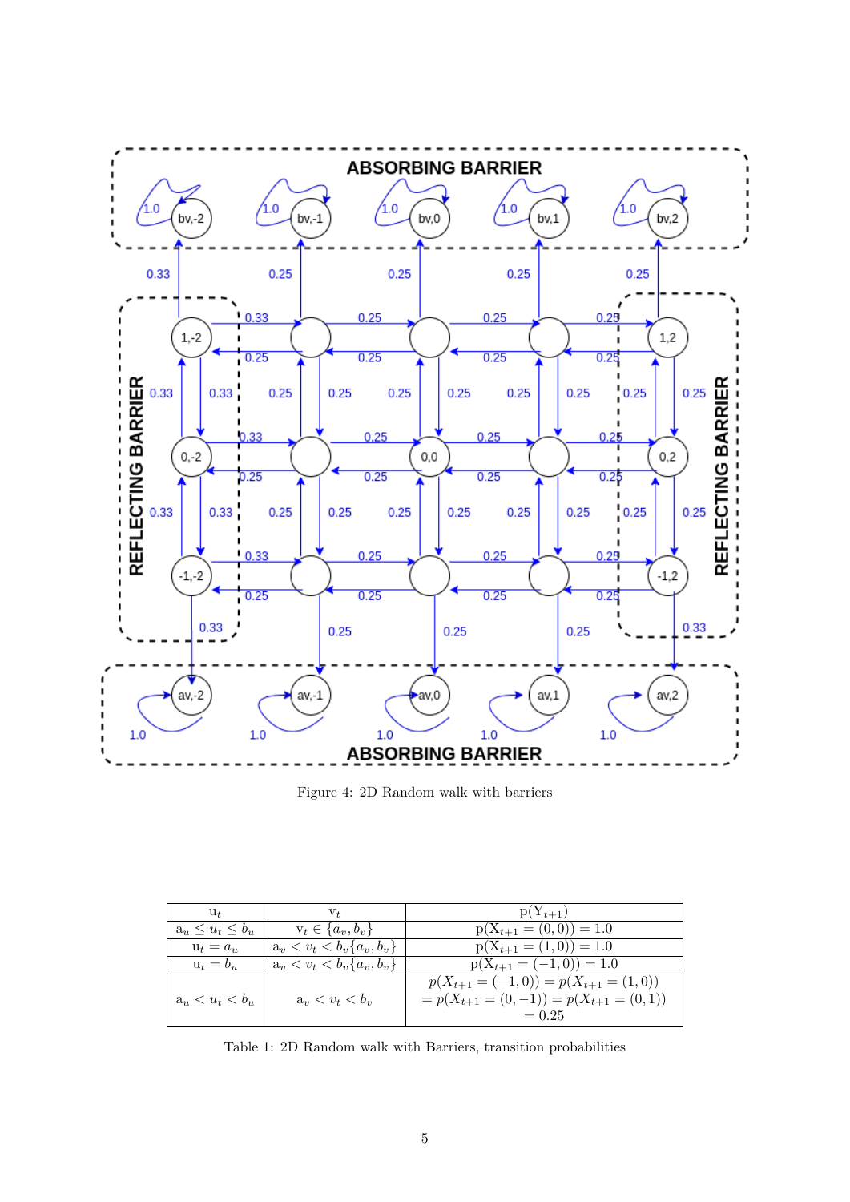Figure 4: 2D Random walk with barriers

| $u_t$ | $v_t$ | $p(Y_{t+1})$ |
|---|---|---|
| $a_u \leq u_t \leq b_u$ | $v_t \in \{a_v, b_v\}$ | $p(X_{t+1} = (0,0)) = 1.0$ |
| $u_t = a_u$ | $a_v < v_t < b_v \{a_v, b_v\}$ | $p(X_{t+1} = (1,0)) = 1.0$ |
| $u_t = b_u$ | $a_v < v_t < b_v \{a_v, b_v\}$ | $p(X_{t+1} = (-1,0)) = 1.0$ |
| $a_u < u_t < b_u$ | $a_v < v_t < b_v$ | $p(X_{t+1} = (-1,0)) = p(X_{t+1} = (1,0)) = p(X_{t+1} = (0,-1)) = p(X_{t+1} = (0,1)) = 0.25$ |

Table 1: 2D Random walk with Barriers, transition probabilities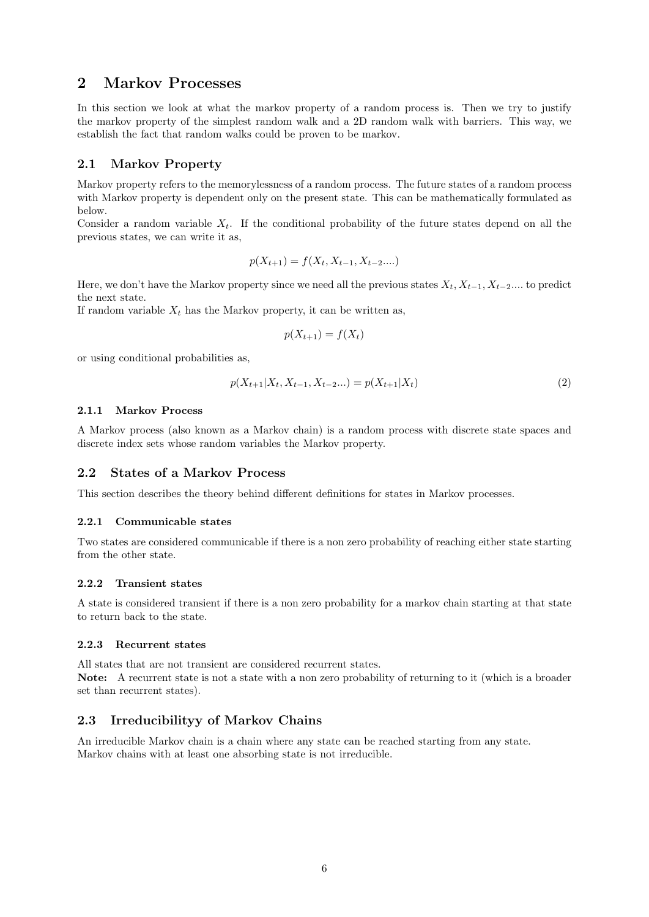## 2 Markov Processes

In this section we look at what the markov property of a random process is. Then we try to justify the markov property of the simplest random walk and a 2D random walk with barriers. This way, we establish the fact that random walks could be proven to be markov.

### 2.1 Markov Property

Markov property refers to the memorylessness of a random process. The future states of a random process with Markov property is dependent only on the present state. This can be mathematically formulated as below.

Consider a random variable $X_t$. If the conditional probability of the future states depend on all the previous states, we can write it as,

$$p(X_{t+1}) = f(X_t, X_{t-1}, X_{t-2}....)$$

Here, we don't have the Markov property since we need all the previous states $X_t, X_{t-1}, X_{t-2}....$ to predict the next state.

If random variable $X_t$ has the Markov property, it can be written as,

$$p(X_{t+1}) = f(X_t)$$

or using conditional probabilities as,

$$p(X_{t+1}|X_t, X_{t-1}, X_{t-2}...) = p(X_{t+1}|X_t) \tag{2}$$

#### 2.1.1 Markov Process

A Markov process (also known as a Markov chain) is a random process with discrete state spaces and discrete index sets whose random variables the Markov property.

### 2.2 States of a Markov Process

This section describes the theory behind different definitions for states in Markov processes.

#### 2.2.1 Communicable states

Two states are considered communicable if there is a non zero probability of reaching either state starting from the other state.

#### 2.2.2 Transient states

A state is considered transient if there is a non zero probability for a markov chain starting at that state to return back to the state.

#### 2.2.3 Recurrent states

All states that are not transient are considered recurrent states.

**Note:** A recurrent state is not a state with a non zero probability of returning to it (which is a broader set than recurrent states).

### 2.3 Irreducibilityy of Markov Chains

An irreducible Markov chain is a chain where any state can be reached starting from any state.
Markov chains with at least one absorbing state is not irreducible.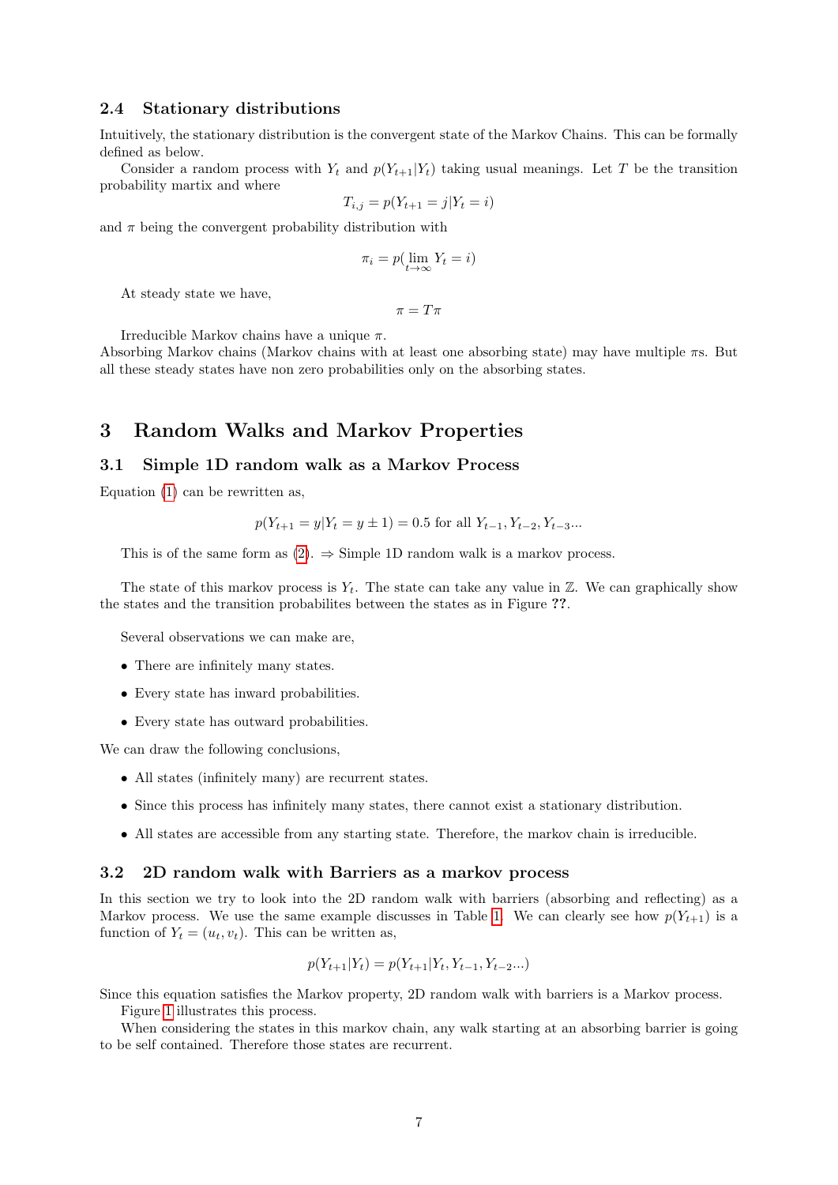### 2.4 Stationary distributions

Intuitively, the stationary distribution is the convergent state of the Markov Chains. This can be formally defined as below.

Consider a random process with $Y_t$ and $p(Y_{t+1}|Y_t)$ taking usual meanings. Let $T$ be the transition probability martix and where

$$T_{i,j} = p(Y_{t+1} = j|Y_t = i)$$

and $\pi$ being the convergent probability distribution with

$$\pi_i = p(\lim_{t\to\infty} Y_t = i)$$

At steady state we have,

$$\pi = T\pi$$

Irreducible Markov chains have a unique $\pi$.
Absorbing Markov chains (Markov chains with at least one absorbing state) may have multiple $\pi$s. But all these steady states have non zero probabilities only on the absorbing states.

# 3 Random Walks and Markov Properties

### 3.1 Simple 1D random walk as a Markov Process

Equation (1) can be rewritten as,

$$p(Y_{t+1} = y|Y_t = y \pm 1) = 0.5 \text{ for all } Y_{t-1}, Y_{t-2}, Y_{t-3}...$$

This is of the same form as (2). $\Rightarrow$ Simple 1D random walk is a markov process.

The state of this markov process is $Y_t$. The state can take any value in $\mathbb{Z}$. We can graphically show the states and the transition probabilites between the states as in Figure **??**.

Several observations we can make are,

- There are infinitely many states.
- Every state has inward probabilities.
- Every state has outward probabilities.

We can draw the following conclusions,

- All states (infinitely many) are recurrent states.
- Since this process has infinitely many states, there cannot exist a stationary distribution.
- All states are accessible from any starting state. Therefore, the markov chain is irreducible.

### 3.2 2D random walk with Barriers as a markov process

In this section we try to look into the 2D random walk with barriers (absorbing and reflecting) as a Markov process. We use the same example discusses in Table 1. We can clearly see how $p(Y_{t+1})$ is a function of $Y_t = (u_t, v_t)$. This can be written as,

$$p(Y_{t+1}|Y_t) = p(Y_{t+1}|Y_t, Y_{t-1}, Y_{t-2}...)$$

Since this equation satisfies the Markov property, 2D random walk with barriers is a Markov process.

Figure 1 illustrates this process.

When considering the states in this markov chain, any walk starting at an absorbing barrier is going to be self contained. Therefore those states are recurrent.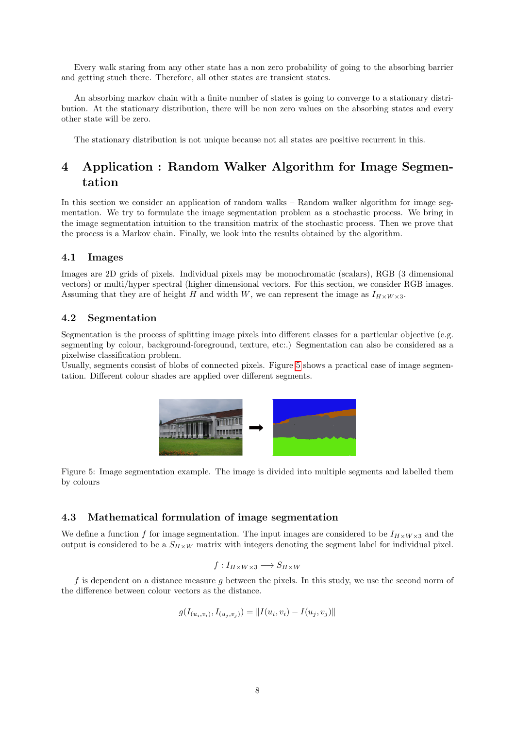Every walk staring from any other state has a non zero probability of going to the absorbing barrier and getting stuch there. Therefore, all other states are transient states.

An absorbing markov chain with a finite number of states is going to converge to a stationary distribution. At the stationary distribution, there will be non zero values on the absorbing states and every other state will be zero.

The stationary distribution is not unique because not all states are positive recurrent in this.

# 4 Application : Random Walker Algorithm for Image Segmentation

In this section we consider an application of random walks – Random walker algorithm for image segmentation. We try to formulate the image segmentation problem as a stochastic process. We bring in the image segmentation intuition to the transition matrix of the stochastic process. Then we prove that the process is a Markov chain. Finally, we look into the results obtained by the algorithm.

## 4.1 Images

Images are 2D grids of pixels. Individual pixels may be monochromatic (scalars), RGB (3 dimensional vectors) or multi/hyper spectral (higher dimensional vectors. For this section, we consider RGB images. Assuming that they are of height $H$ and width $W$, we can represent the image as $I_{H \times W \times 3}$.

## 4.2 Segmentation

Segmentation is the process of splitting image pixels into different classes for a particular objective (e.g. segmenting by colour, background-foreground, texture, etc:.) Segmentation can also be considered as a pixelwise classification problem.
Usually, segments consist of blobs of connected pixels. Figure 5 shows a practical case of image segmentation. Different colour shades are applied over different segments.

Figure 5: Image segmentation example. The image is divided into multiple segments and labelled them by colours

## 4.3 Mathematical formulation of image segmentation

We define a function $f$ for image segmentation. The input images are considered to be $I_{H \times W \times 3}$ and the output is considered to be a $S_{H \times W}$ matrix with integers denoting the segment label for individual pixel.

$$f : I_{H \times W \times 3} \longrightarrow S_{H \times W}$$

$f$ is dependent on a distance measure $g$ between the pixels. In this study, we use the second norm of the difference between colour vectors as the distance.

$$g(I_{(u_i,v_i)}, I_{(u_j,v_j)}) = \|I(u_i, v_i) - I(u_j, v_j)\|$$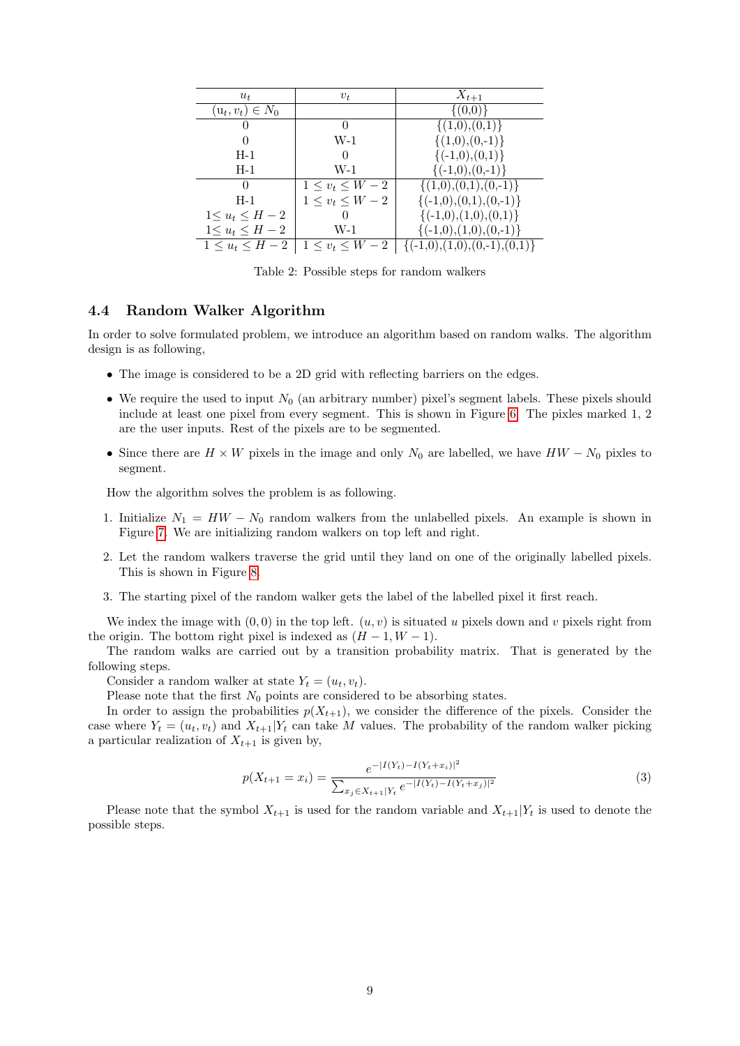| $u_t$ | $v_t$ | $X_{t+1}$ |
|---|---|---|
| $(u_t, v_t) \in N_0$ | | {(0,0)} |
| 0 | 0 | {(1,0),(0,1)} |
| 0 | W-1 | {(1,0),(0,-1)} |
| H-1 | 0 | {(-1,0),(0,1)} |
| H-1 | W-1 | {(-1,0),(0,-1)} |
| 0 | $1 \leq v_t \leq W-2$ | {(1,0),(0,1),(0,-1)} |
| H-1 | $1 \leq v_t \leq W-2$ | {(-1,0),(0,1),(0,-1)} |
| $1 \leq u_t \leq H-2$ | 0 | {(-1,0),(1,0),(0,1)} |
| $1 \leq u_t \leq H-2$ | W-1 | {(-1,0),(1,0),(0,-1)} |
| $1 \leq u_t \leq H-2$ | $1 \leq v_t \leq W-2$ | {(-1,0),(1,0),(0,-1),(0,1)} |

Table 2: Possible steps for random walkers

### 4.4 Random Walker Algorithm

In order to solve formulated problem, we introduce an algorithm based on random walks. The algorithm design is as following,

- The image is considered to be a 2D grid with reflecting barriers on the edges.
- We require the used to input $N_0$ (an arbitrary number) pixel's segment labels. These pixels should include at least one pixel from every segment. This is shown in Figure 6. The pixles marked 1, 2 are the user inputs. Rest of the pixels are to be segmented.
- Since there are $H \times W$ pixels in the image and only $N_0$ are labelled, we have $HW - N_0$ pixles to segment.

How the algorithm solves the problem is as following.

1. Initialize $N_1 = HW - N_0$ random walkers from the unlabelled pixels. An example is shown in Figure 7. We are initializing random walkers on top left and right.
2. Let the random walkers traverse the grid until they land on one of the originally labelled pixels. This is shown in Figure 8.
3. The starting pixel of the random walker gets the label of the labelled pixel it first reach.

We index the image with $(0,0)$ in the top left. $(u,v)$ is situated $u$ pixels down and $v$ pixels right from the origin. The bottom right pixel is indexed as $(H-1, W-1)$.

The random walks are carried out by a transition probability matrix. That is generated by the following steps.

Consider a random walker at state $Y_t = (u_t, v_t)$.

Please note that the first $N_0$ points are considered to be absorbing states.

In order to assign the probabilities $p(X_{t+1})$, we consider the difference of the pixels. Consider the case where $Y_t = (u_t, v_t)$ and $X_{t+1}|Y_t$ can take $M$ values. The probability of the random walker picking a particular realization of $X_{t+1}$ is given by,

$$p(X_{t+1} = x_i) = \frac{e^{-|I(Y_t) - I(Y_t + x_i)|^2}}{\sum_{x_j \in X_{t+1}|Y_t} e^{-|I(Y_t) - I(Y_t + x_j)|^2}} \tag{3}$$

Please note that the symbol $X_{t+1}$ is used for the random variable and $X_{t+1}|Y_t$ is used to denote the possible steps.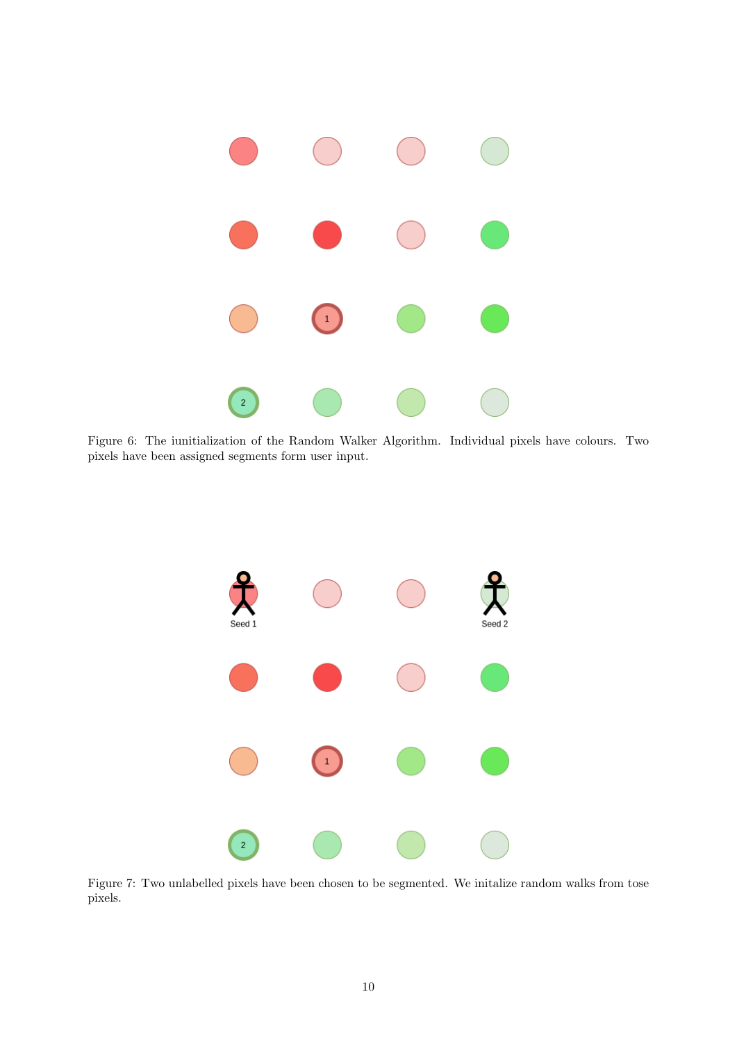Figure 6: The iunitialization of the Random Walker Algorithm. Individual pixels have colours. Two pixels have been assigned segments form user input.

Figure 7: Two unlabelled pixels have been chosen to be segmented. We initalize random walks from tose pixels.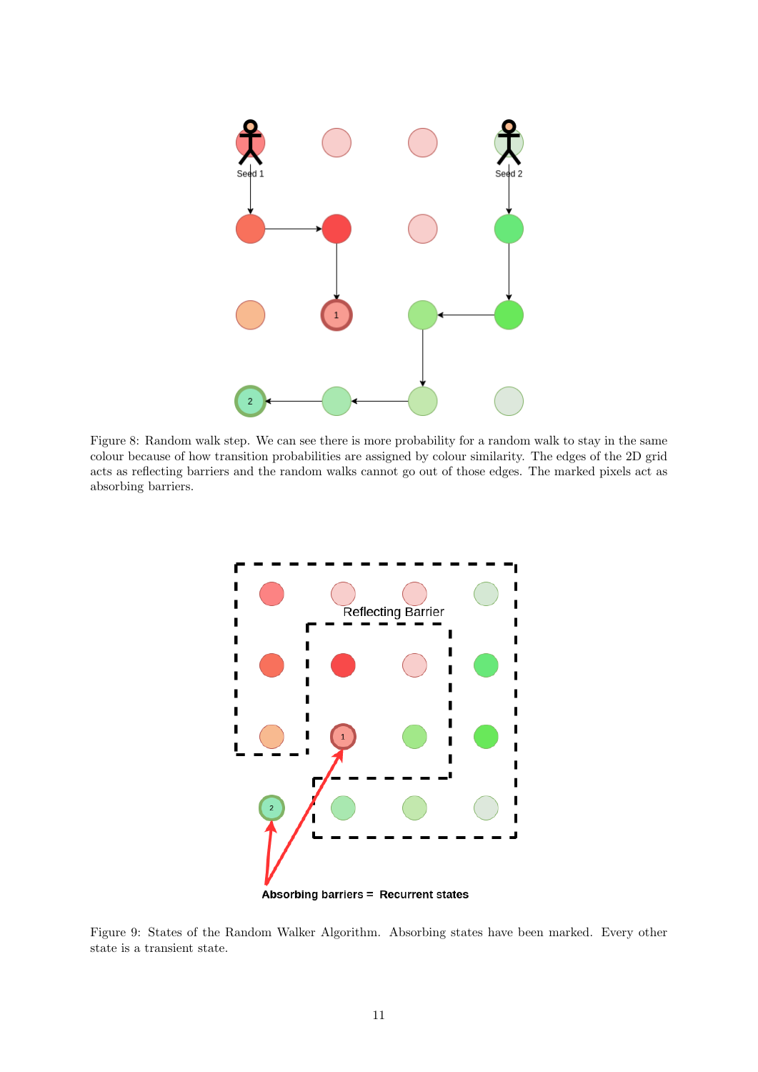Figure 8: Random walk step. We can see there is more probability for a random walk to stay in the same colour because of how transition probabilities are assigned by colour similarity. The edges of the 2D grid acts as reflecting barriers and the random walks cannot go out of those edges. The marked pixels act as absorbing barriers.

Figure 9: States of the Random Walker Algorithm. Absorbing states have been marked. Every other state is a transient state.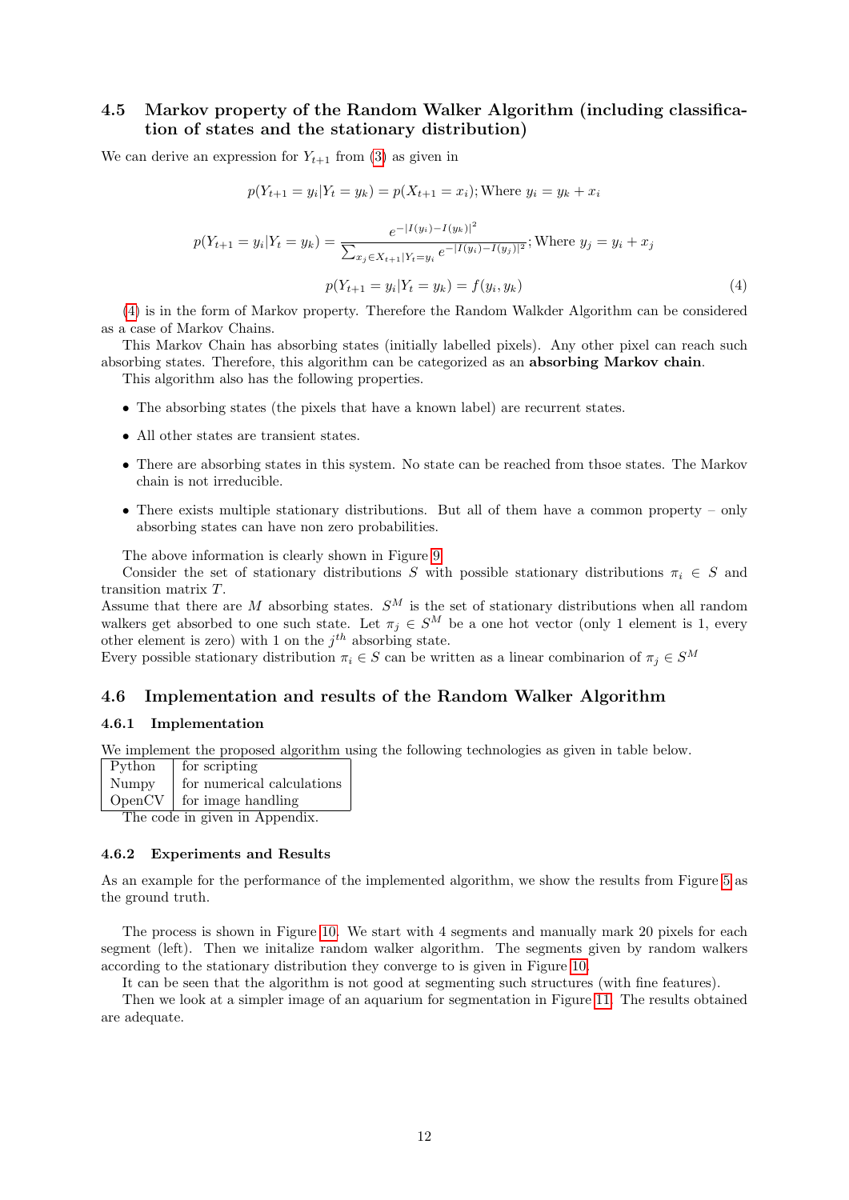### 4.5 Markov property of the Random Walker Algorithm (including classification of states and the stationary distribution)

We can derive an expression for $Y_{t+1}$ from (3) as given in

$$p(Y_{t+1} = y_i | Y_t = y_k) = p(X_{t+1} = x_i); \text{Where } y_i = y_k + x_i$$

$$p(Y_{t+1} = y_i | Y_t = y_k) = \frac{e^{-|I(y_i) - I(y_k)|^2}}{\sum_{x_j \in X_{t+1} | Y_t = y_i} e^{-|I(y_i) - I(y_j)|^2}}; \text{Where } y_j = y_i + x_j$$

$$p(Y_{t+1} = y_i | Y_t = y_k) = f(y_i, y_k) \tag{4}$$

(4) is in the form of Markov property. Therefore the Random Walkder Algorithm can be considered as a case of Markov Chains.

This Markov Chain has absorbing states (initially labelled pixels). Any other pixel can reach such absorbing states. Therefore, this algorithm can be categorized as an **absorbing Markov chain**.

This algorithm also has the following properties.

- The absorbing states (the pixels that have a known label) are recurrent states.
- All other states are transient states.
- There are absorbing states in this system. No state can be reached from thsoe states. The Markov chain is not irreducible.
- There exists multiple stationary distributions. But all of them have a common property – only absorbing states can have non zero probabilities.

The above information is clearly shown in Figure 9.

Consider the set of stationary distributions $S$ with possible stationary distributions $\pi_i \in S$ and transition matrix $T$.

Assume that there are $M$ absorbing states. $S^M$ is the set of stationary distributions when all random walkers get absorbed to one such state. Let $\pi_j \in S^M$ be a one hot vector (only 1 element is 1, every other element is zero) with 1 on the $j^{th}$ absorbing state.

Every possible stationary distribution $\pi_i \in S$ can be written as a linear combinarion of $\pi_j \in S^M$

### 4.6 Implementation and results of the Random Walker Algorithm

#### 4.6.1 Implementation

We implement the proposed algorithm using the following technologies as given in table below.

| | |
|---|---|
| Python | for scripting |
| Numpy | for numerical calculations |
| OpenCV | for image handling |

The code in given in Appendix.

#### 4.6.2 Experiments and Results

As an example for the performance of the implemented algorithm, we show the results from Figure 5 as the ground truth.

The process is shown in Figure 10. We start with 4 segments and manually mark 20 pixels for each segment (left). Then we initalize random walker algorithm. The segments given by random walkers according to the stationary distribution they converge to is given in Figure 10.

It can be seen that the algorithm is not good at segmenting such structures (with fine features).

Then we look at a simpler image of an aquarium for segmentation in Figure 11. The results obtained are adequate.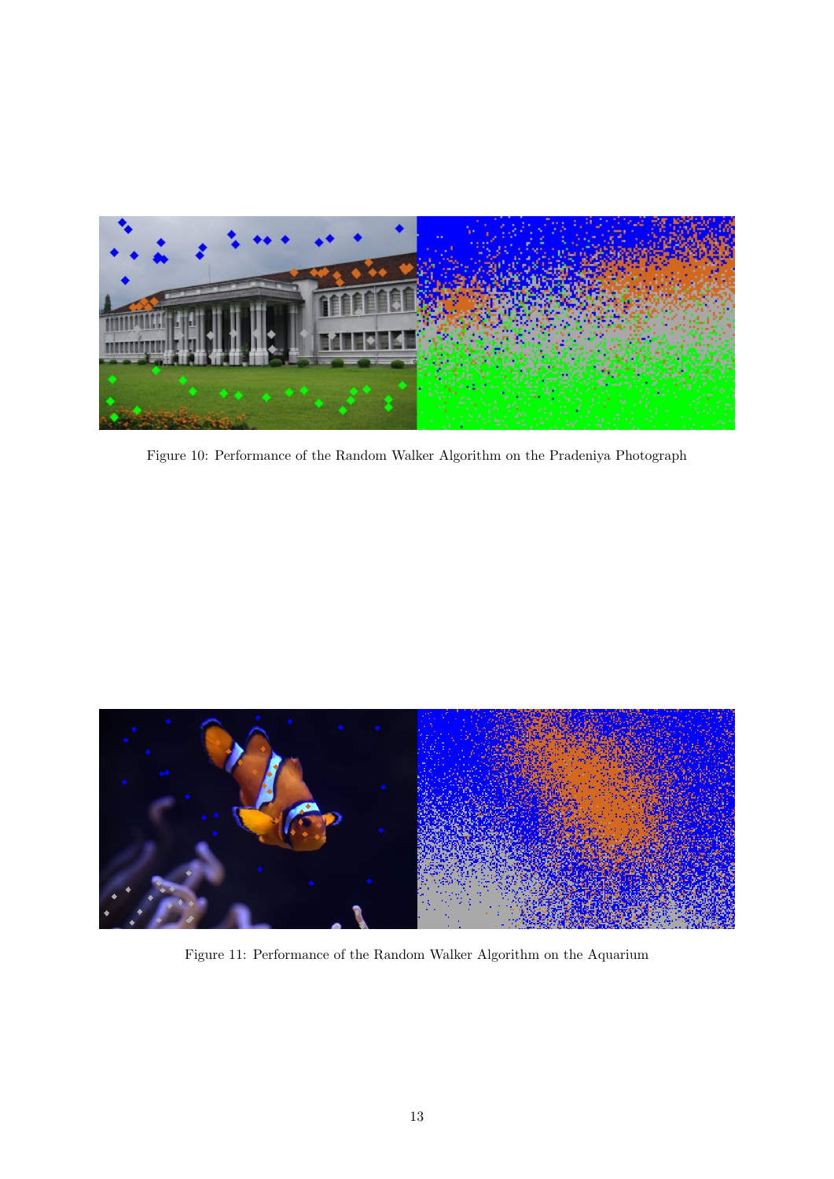Figure 10: Performance of the Random Walker Algorithm on the Pradeniya Photograph

Figure 11: Performance of the Random Walker Algorithm on the Aquarium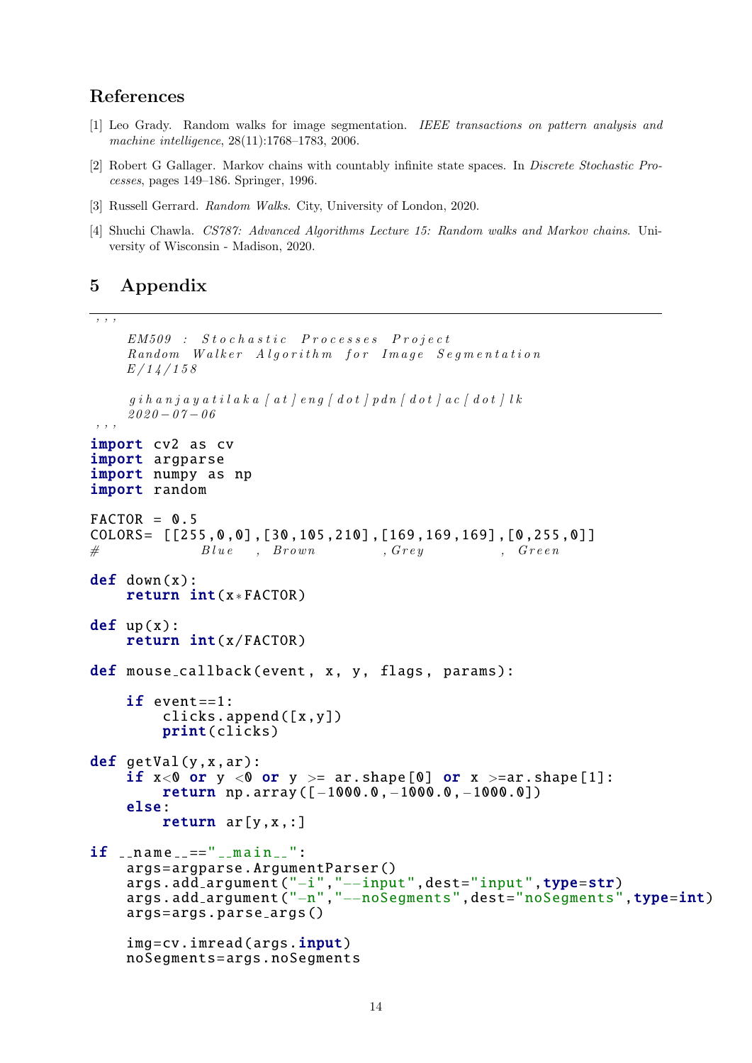## References

[1] Leo Grady. Random walks for image segmentation. *IEEE transactions on pattern analysis and machine intelligence*, 28(11):1768–1783, 2006.

[2] Robert G Gallager. Markov chains with countably infinite state spaces. In *Discrete Stochastic Processes*, pages 149–186. Springer, 1996.

[3] Russell Gerrard. *Random Walks*. City, University of London, 2020.

[4] Shuchi Chawla. *CS787: Advanced Algorithms Lecture 15: Random walks and Markov chains*. University of Wisconsin - Madison, 2020.

# 5 Appendix

```
'''
    EM509 : Stochastic Processes Project
    Random Walker Algorithm for Image Segmentation
    E/14/158

    gihanjayatilaka[at]eng[dot]pdn[dot]ac[dot]lk
    2020-07-06
'''
import cv2 as cv
import argparse
import numpy as np
import random

FACTOR = 0.5
COLORS= [[255,0,0],[30,105,210],[169,169,169],[0,255,0]]
#           Blue   , Brown        ,Grey          , Green

def down(x):
    return int(x*FACTOR)

def up(x):
    return int(x/FACTOR)

def mouse_callback(event, x, y, flags, params):

    if event==1:
        clicks.append([x,y])
        print(clicks)

def getVal(y,x,ar):
    if x<0 or y <0 or y >= ar.shape[0] or x >=ar.shape[1]:
        return np.array([-1000.0,-1000.0,-1000.0])
    else:
        return ar[y,x,:]

if __name__=="__main__":
    args=argparse.ArgumentParser()
    args.add_argument("-i","--input",dest="input",type=str)
    args.add_argument("-n","--noSegments",dest="noSegments",type=int)
    args=args.parse_args()

    img=cv.imread(args.input)
    noSegments=args.noSegments
```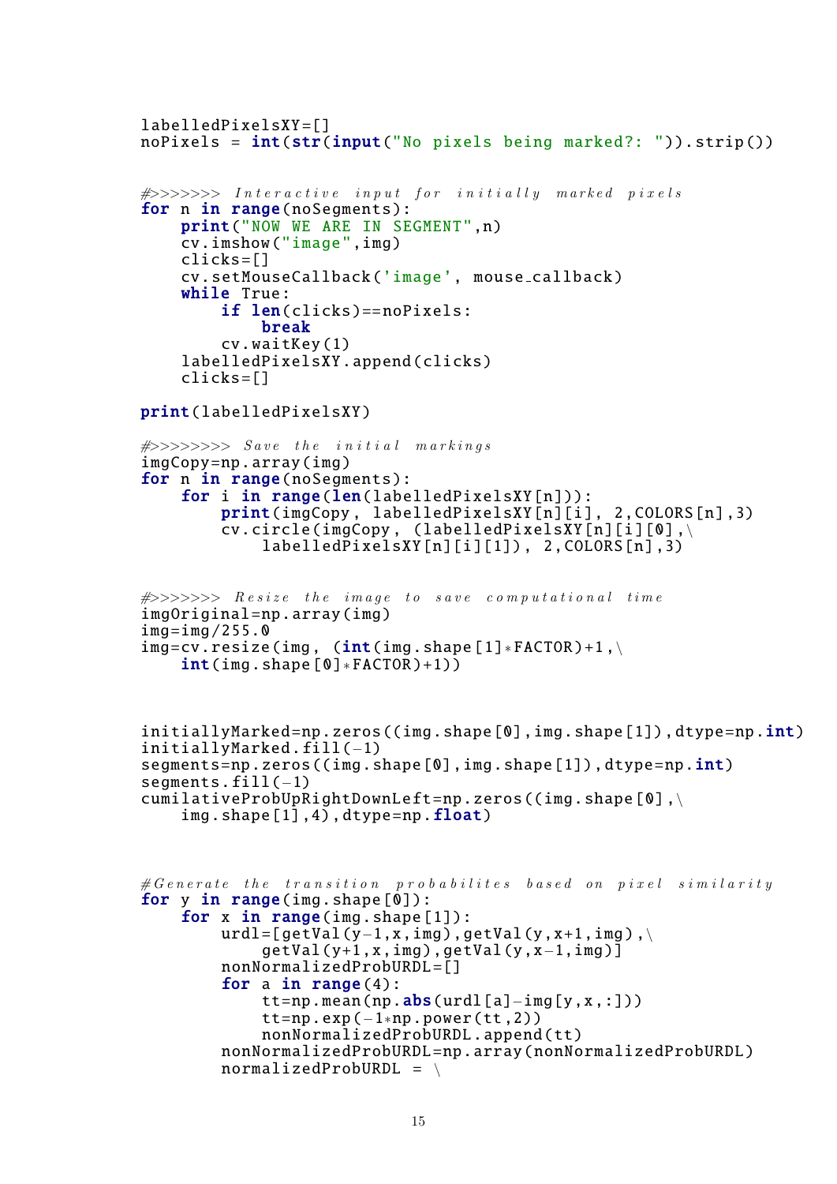```python
labelledPixelsXY=[]
noPixels = int(str(input("No pixels being marked?: ")).strip())


#>>>>>>> Interactive input for initially marked pixels
for n in range(noSegments):
    print("NOW WE ARE IN SEGMENT",n)
    cv.imshow("image",img)
    clicks=[]
    cv.setMouseCallback('image', mouse_callback)
    while True:
        if len(clicks)==noPixels:
            break
        cv.waitKey(1)
    labelledPixelsXY.append(clicks)
    clicks=[]

print(labelledPixelsXY)

#>>>>>>>> Save the initial markings
imgCopy=np.array(img)
for n in range(noSegments):
    for i in range(len(labelledPixelsXY[n])):
        print(imgCopy, labelledPixelsXY[n][i], 2,COLORS[n],3)
        cv.circle(imgCopy, (labelledPixelsXY[n][i][0],\
            labelledPixelsXY[n][i][1]), 2,COLORS[n],3)


#>>>>>>> Resize the image to save computational time
imgOriginal=np.array(img)
img=img/255.0
img=cv.resize(img, (int(img.shape[1]*FACTOR)+1,\
    int(img.shape[0]*FACTOR)+1))



initiallyMarked=np.zeros((img.shape[0],img.shape[1]),dtype=np.int)
initiallyMarked.fill(-1)
segments=np.zeros((img.shape[0],img.shape[1]),dtype=np.int)
segments.fill(-1)
cumilativeProbUpRightDownLeft=np.zeros((img.shape[0],\
    img.shape[1],4),dtype=np.float)



#Generate the transition probabilites based on pixel similarity
for y in range(img.shape[0]):
    for x in range(img.shape[1]):
        urdl=[getVal(y-1,x,img),getVal(y,x+1,img),\
            getVal(y+1,x,img),getVal(y,x-1,img)]
        nonNormalizedProbURDL=[]
        for a in range(4):
            tt=np.mean(np.abs(urdl[a]-img[y,x,:]))
            tt=np.exp(-1*np.power(tt,2))
            nonNormalizedProbURDL.append(tt)
        nonNormalizedProbURDL=np.array(nonNormalizedProbURDL)
        normalizedProbURDL = \
```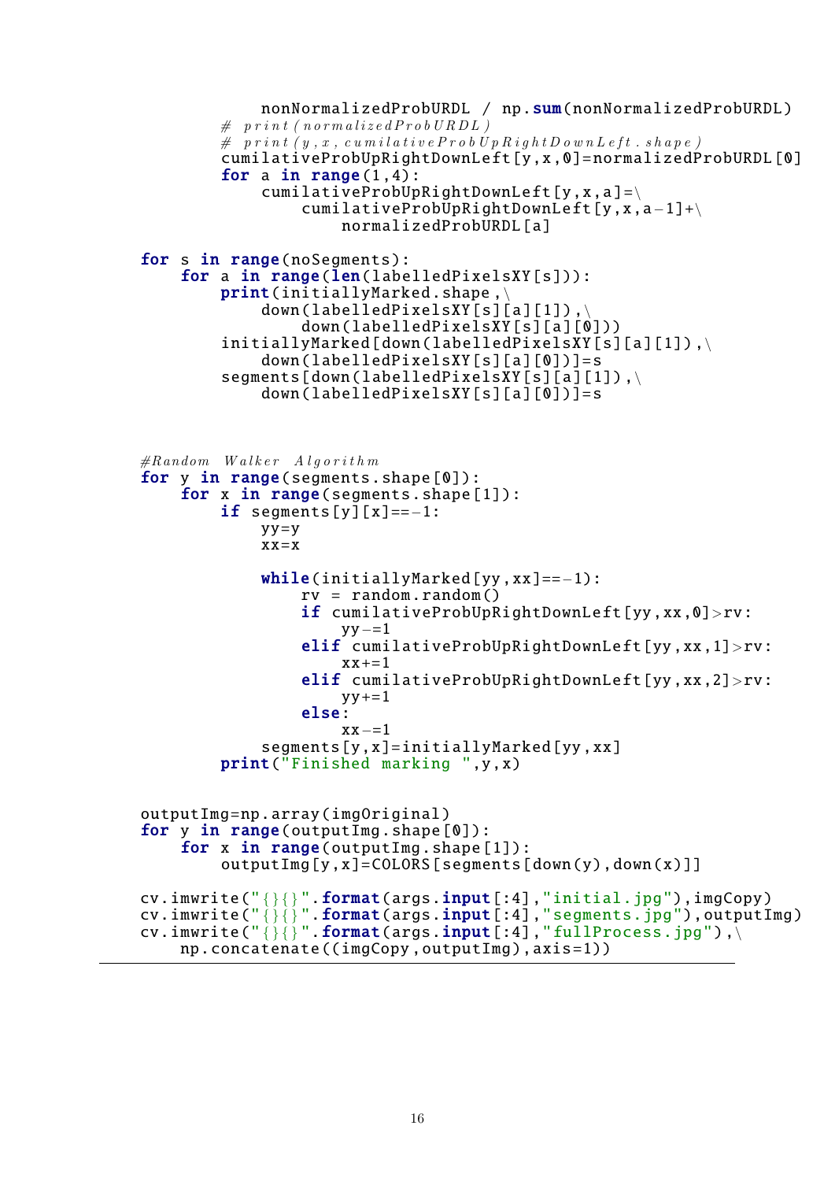```python
                nonNormalizedProbURDL / np.sum(nonNormalizedProbURDL)
            # print(normalizedProbURDL)
            # print(y,x,cumilativeProbUpRightDownLeft.shape)
            cumilativeProbUpRightDownLeft[y,x,0]=normalizedProbURDL[0]
            for a in range(1,4):
                cumilativeProbUpRightDownLeft[y,x,a]=\
                    cumilativeProbUpRightDownLeft[y,x,a-1]+\
                        normalizedProbURDL[a]

    for s in range(noSegments):
        for a in range(len(labelledPixelsXY[s])):
            print(initiallyMarked.shape,\
                down(labelledPixelsXY[s][a][1]),\
                    down(labelledPixelsXY[s][a][0]))
            initiallyMarked[down(labelledPixelsXY[s][a][1]),\
                down(labelledPixelsXY[s][a][0])]=s
            segments[down(labelledPixelsXY[s][a][1]),\
                down(labelledPixelsXY[s][a][0])]=s



    #Random Walker Algorithm
    for y in range(segments.shape[0]):
        for x in range(segments.shape[1]):
            if segments[y][x]==-1:
                yy=y
                xx=x

                while(initiallyMarked[yy,xx]==-1):
                    rv = random.random()
                    if cumilativeProbUpRightDownLeft[yy,xx,0]>rv:
                        yy-=1
                    elif cumilativeProbUpRightDownLeft[yy,xx,1]>rv:
                        xx+=1
                    elif cumilativeProbUpRightDownLeft[yy,xx,2]>rv:
                        yy+=1
                    else:
                        xx-=1
                segments[y,x]=initiallyMarked[yy,xx]
            print("Finished marking ",y,x)


    outputImg=np.array(imgOriginal)
    for y in range(outputImg.shape[0]):
        for x in range(outputImg.shape[1]):
            outputImg[y,x]=COLORS[segments[down(y),down(x)]]

    cv.imwrite("{}{}".format(args.input[:4],"initial.jpg"),imgCopy)
    cv.imwrite("{}{}".format(args.input[:4],"segments.jpg"),outputImg)
    cv.imwrite("{}{}".format(args.input[:4],"fullProcess.jpg"),\
        np.concatenate((imgCopy,outputImg),axis=1))
```